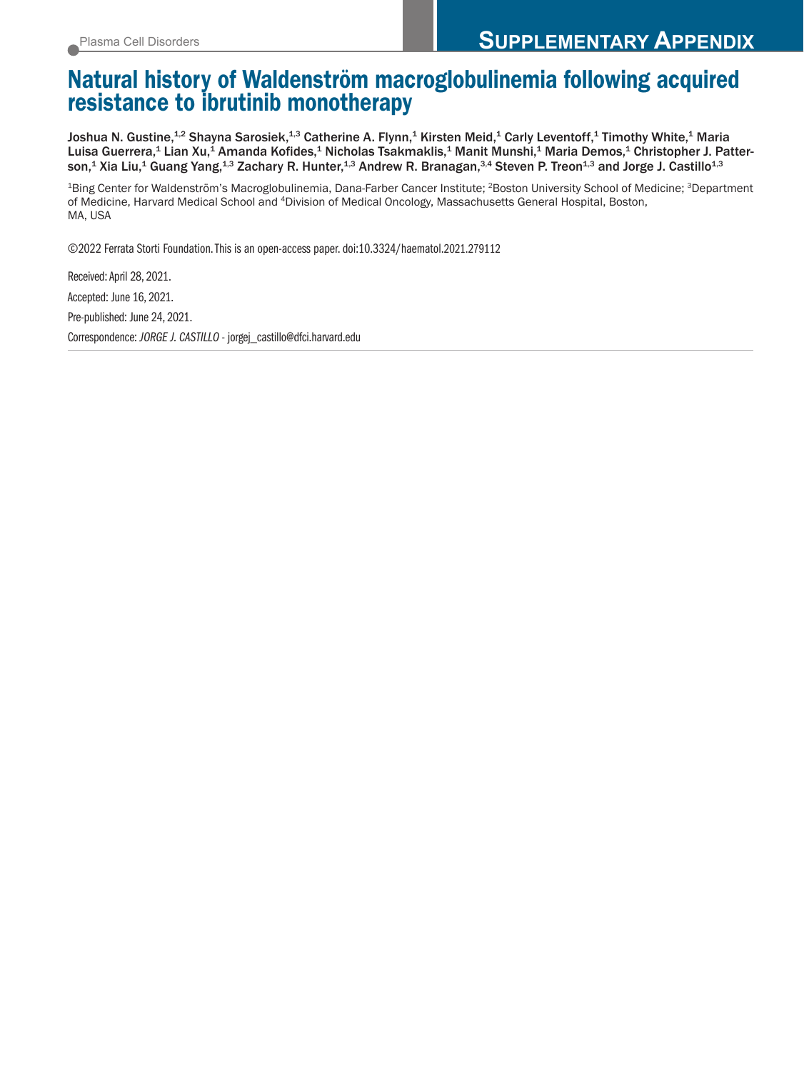Plasma Cell Disorders

**SUPPLEMENTARY APPENDIX**

# Natural history of Waldenström macroglobulinemia following acquired resistance to ibrutinib monotherapy

**Joshua N. Gustine,[1,2] Shayna Sarosiek,[1,3] Catherine A. Flynn,[1] Kirsten Meid,[1] Carly Leventoff,[1] Timothy White,[1] Maria Luisa Guerrera,[1] Lian Xu,[1] Amanda Kofides,[1] Nicholas Tsakmaklis,[1] Manit Munshi,[1] Maria Demos,[1] Christopher J. Patterson,[1] Xia Liu,[1] Guang Yang,[1,3] Zachary R. Hunter,[1,3] Andrew R. Branagan,[3,4] Steven P. Treon[1,3] and Jorge J. Castillo[1,3]**

[1]Bing Center for Waldenström's Macroglobulinemia, Dana-Farber Cancer Institute; [2]Boston University School of Medicine; [3]Department of Medicine, Harvard Medical School and [4]Division of Medical Oncology, Massachusetts General Hospital, Boston, MA, USA

©2022 Ferrata Storti Foundation. This is an open-access paper. doi:10.3324/haematol.2021.279112

Received: April 28, 2021.

Accepted: June 16, 2021.

Pre-published: June 24, 2021.

Correspondence: *JORGE J. CASTILLO* - jorgej_castillo@dfci.harvard.edu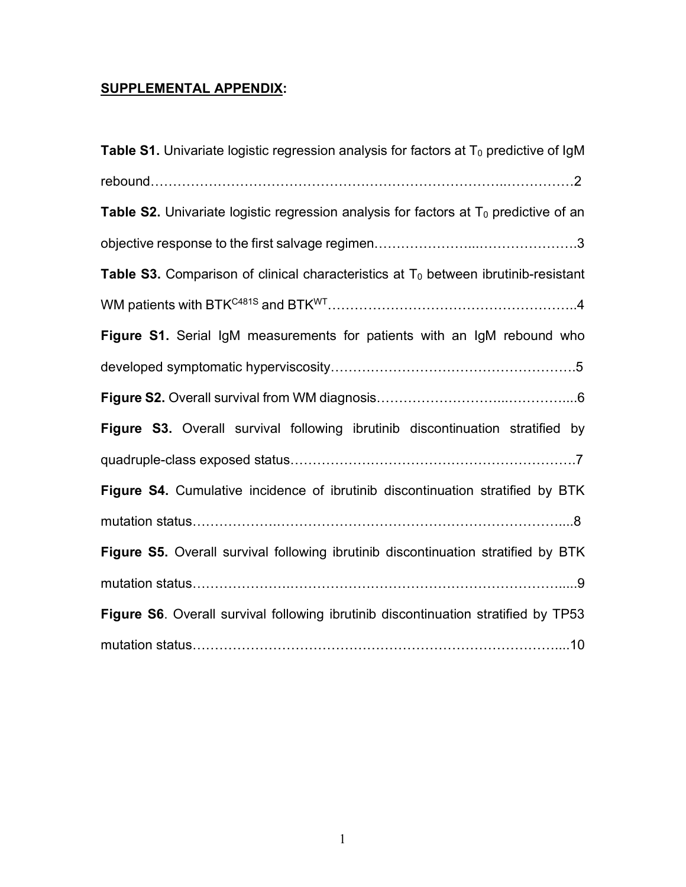## SUPPLEMENTAL APPENDIX:

**Table S1.** Univariate logistic regression analysis for factors at $T_0$ predictive of IgM rebound…………………………………………………………………..……………2

**Table S2.** Univariate logistic regression analysis for factors at $T_0$ predictive of an objective response to the first salvage regimen…………………...………………….3

**Table S3.** Comparison of clinical characteristics at $T_0$ between ibrutinib-resistant WM patients with $BTK^{C481S}$ and $BTK^{WT}$………………………………………………..4

**Figure S1.** Serial IgM measurements for patients with an IgM rebound who developed symptomatic hyperviscosity……………………………………………….5

**Figure S2.** Overall survival from WM diagnosis……………………..…………....6

**Figure S3.** Overall survival following ibrutinib discontinuation stratified by quadruple-class exposed status…………….……………………………………….7

**Figure S4.** Cumulative incidence of ibrutinib discontinuation stratified by BTK mutation status……………….………………………………………………….....8

**Figure S5.** Overall survival following ibrutinib discontinuation stratified by BTK mutation status……………….……………………………………………………....9

**Figure S6**. Overall survival following ibrutinib discontinuation stratified by TP53 mutation status………………………………………………………………….....10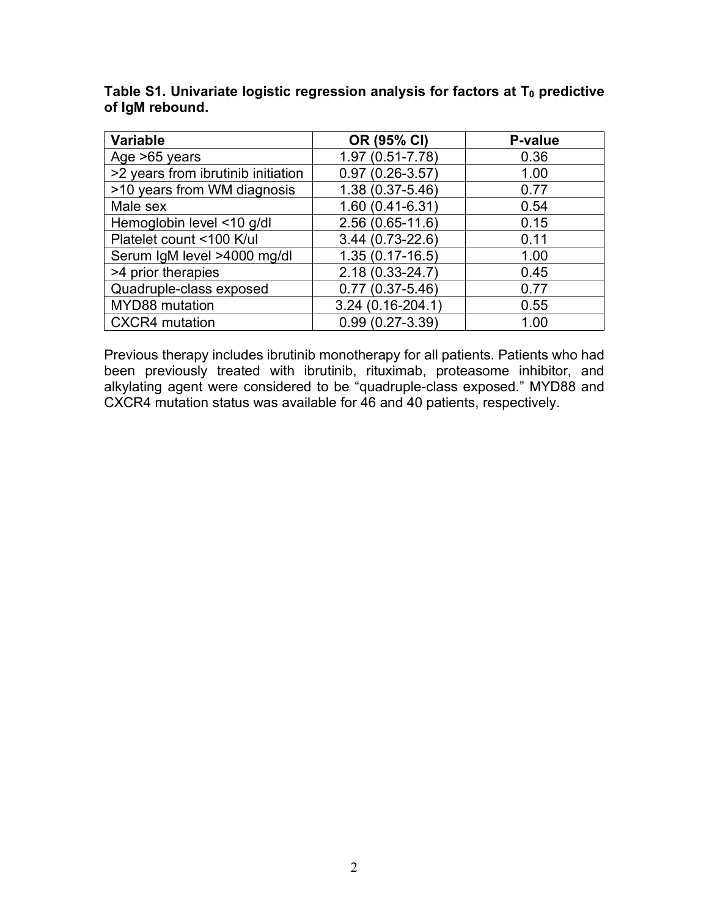**Table S1. Univariate logistic regression analysis for factors at $T_0$ predictive of IgM rebound.**

| Variable | OR (95% CI) | P-value |
|---|---|---|
| Age >65 years | 1.97 (0.51-7.78) | 0.36 |
| >2 years from ibrutinib initiation | 0.97 (0.26-3.57) | 1.00 |
| >10 years from WM diagnosis | 1.38 (0.37-5.46) | 0.77 |
| Male sex | 1.60 (0.41-6.31) | 0.54 |
| Hemoglobin level <10 g/dl | 2.56 (0.65-11.6) | 0.15 |
| Platelet count <100 K/ul | 3.44 (0.73-22.6) | 0.11 |
| Serum IgM level >4000 mg/dl | 1.35 (0.17-16.5) | 1.00 |
| >4 prior therapies | 2.18 (0.33-24.7) | 0.45 |
| Quadruple-class exposed | 0.77 (0.37-5.46) | 0.77 |
| MYD88 mutation | 3.24 (0.16-204.1) | 0.55 |
| CXCR4 mutation | 0.99 (0.27-3.39) | 1.00 |

Previous therapy includes ibrutinib monotherapy for all patients. Patients who had been previously treated with ibrutinib, rituximab, proteasome inhibitor, and alkylating agent were considered to be "quadruple-class exposed." MYD88 and CXCR4 mutation status was available for 46 and 40 patients, respectively.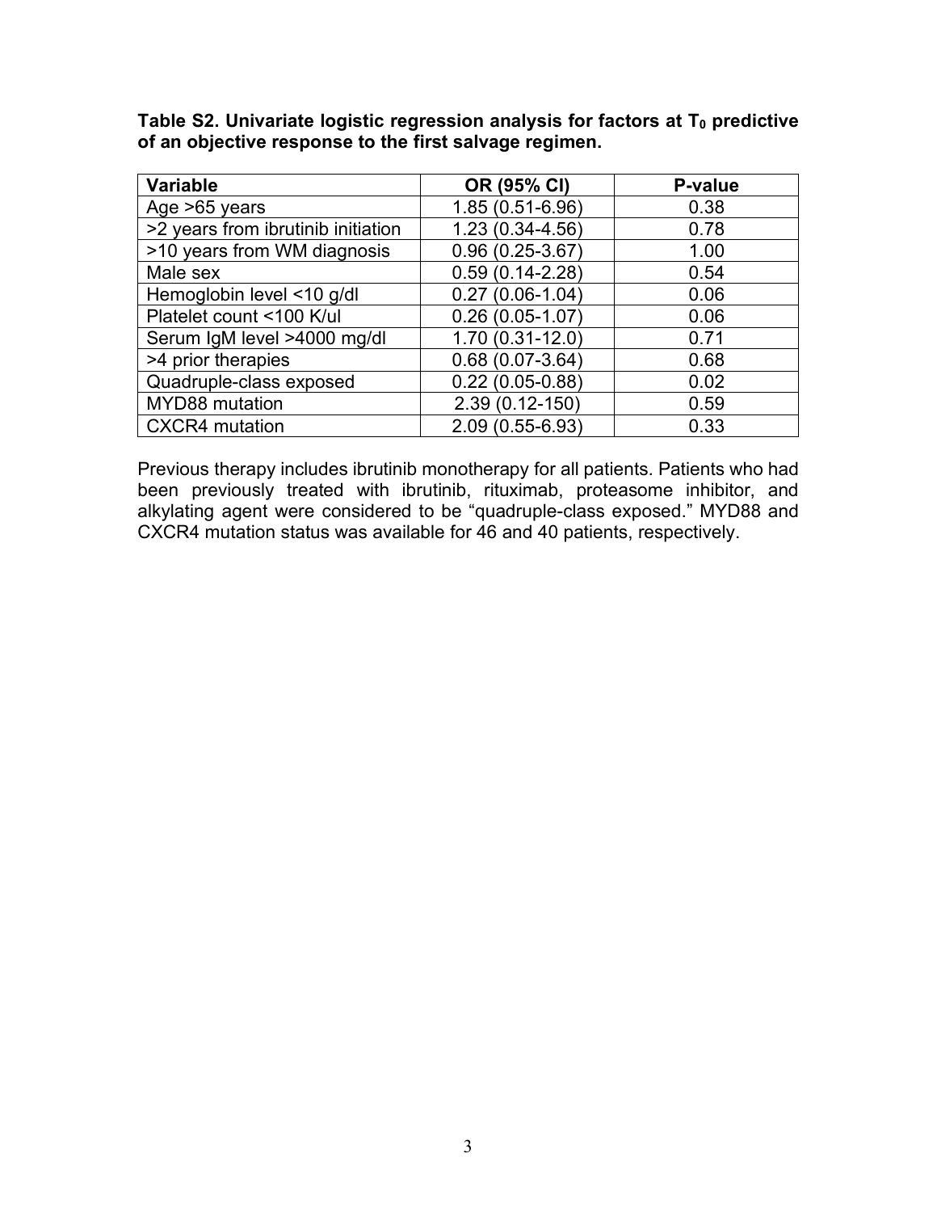**Table S2. Univariate logistic regression analysis for factors at $T_0$ predictive of an objective response to the first salvage regimen.**

| Variable | OR (95% CI) | P-value |
|---|---|---|
| Age >65 years | 1.85 (0.51-6.96) | 0.38 |
| >2 years from ibrutinib initiation | 1.23 (0.34-4.56) | 0.78 |
| >10 years from WM diagnosis | 0.96 (0.25-3.67) | 1.00 |
| Male sex | 0.59 (0.14-2.28) | 0.54 |
| Hemoglobin level <10 g/dl | 0.27 (0.06-1.04) | 0.06 |
| Platelet count <100 K/ul | 0.26 (0.05-1.07) | 0.06 |
| Serum IgM level >4000 mg/dl | 1.70 (0.31-12.0) | 0.71 |
| >4 prior therapies | 0.68 (0.07-3.64) | 0.68 |
| Quadruple-class exposed | 0.22 (0.05-0.88) | 0.02 |
| MYD88 mutation | 2.39 (0.12-150) | 0.59 |
| CXCR4 mutation | 2.09 (0.55-6.93) | 0.33 |

Previous therapy includes ibrutinib monotherapy for all patients. Patients who had been previously treated with ibrutinib, rituximab, proteasome inhibitor, and alkylating agent were considered to be "quadruple-class exposed." MYD88 and CXCR4 mutation status was available for 46 and 40 patients, respectively.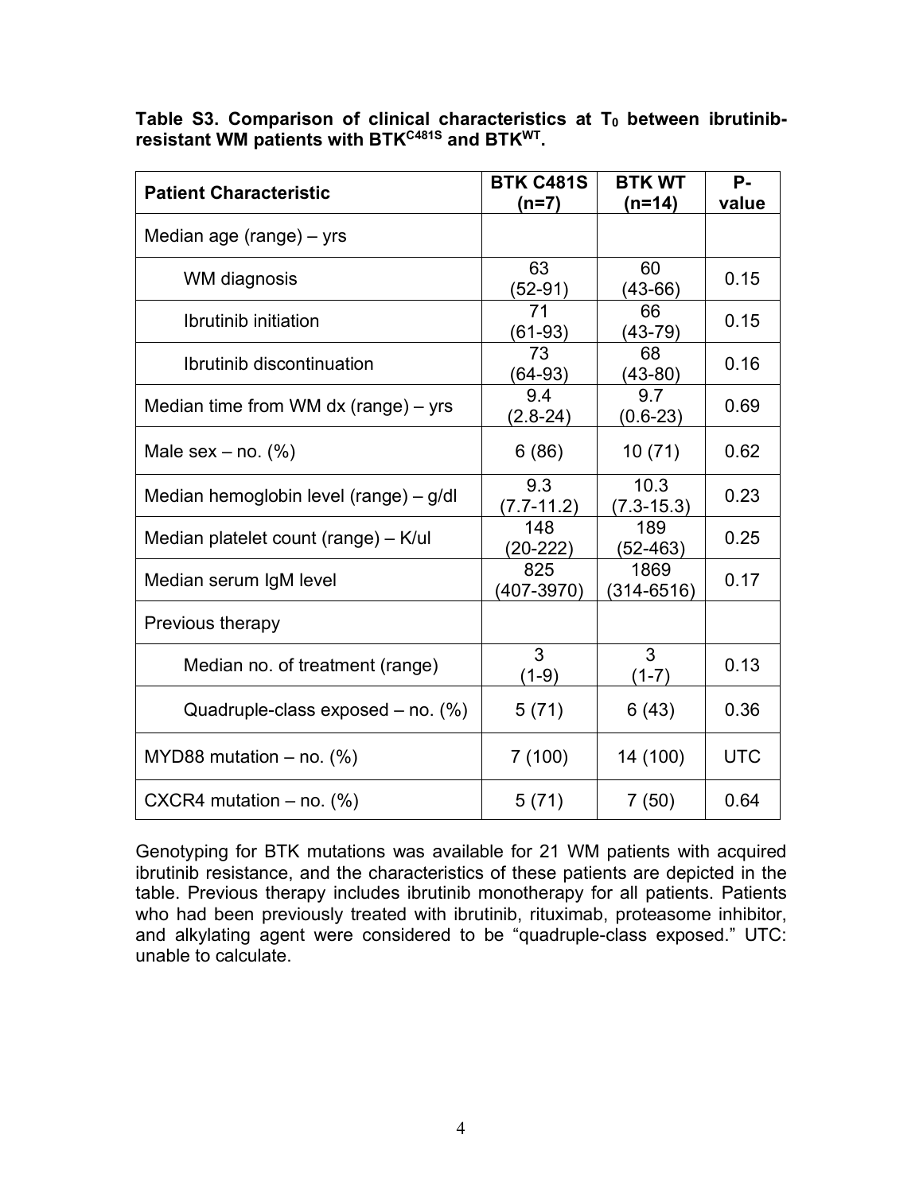**Table S3. Comparison of clinical characteristics at $T_0$ between ibrutinib-resistant WM patients with $BTK^{C481S}$ and $BTK^{WT}$.**

| Patient Characteristic | BTK C481S (n=7) | BTK WT (n=14) | P-value |
|---|---|---|---|
| Median age (range) – yrs | | | |
| WM diagnosis | 63 (52-91) | 60 (43-66) | 0.15 |
| Ibrutinib initiation | 71 (61-93) | 66 (43-79) | 0.15 |
| Ibrutinib discontinuation | 73 (64-93) | 68 (43-80) | 0.16 |
| Median time from WM dx (range) – yrs | 9.4 (2.8-24) | 9.7 (0.6-23) | 0.69 |
| Male sex – no. (%) | 6 (86) | 10 (71) | 0.62 |
| Median hemoglobin level (range) – g/dl | 9.3 (7.7-11.2) | 10.3 (7.3-15.3) | 0.23 |
| Median platelet count (range) – K/ul | 148 (20-222) | 189 (52-463) | 0.25 |
| Median serum IgM level | 825 (407-3970) | 1869 (314-6516) | 0.17 |
| Previous therapy | | | |
| Median no. of treatment (range) | 3 (1-9) | 3 (1-7) | 0.13 |
| Quadruple-class exposed – no. (%) | 5 (71) | 6 (43) | 0.36 |
| MYD88 mutation – no. (%) | 7 (100) | 14 (100) | UTC |
| CXCR4 mutation – no. (%) | 5 (71) | 7 (50) | 0.64 |

Genotyping for BTK mutations was available for 21 WM patients with acquired ibrutinib resistance, and the characteristics of these patients are depicted in the table. Previous therapy includes ibrutinib monotherapy for all patients. Patients who had been previously treated with ibrutinib, rituximab, proteasome inhibitor, and alkylating agent were considered to be "quadruple-class exposed." UTC: unable to calculate.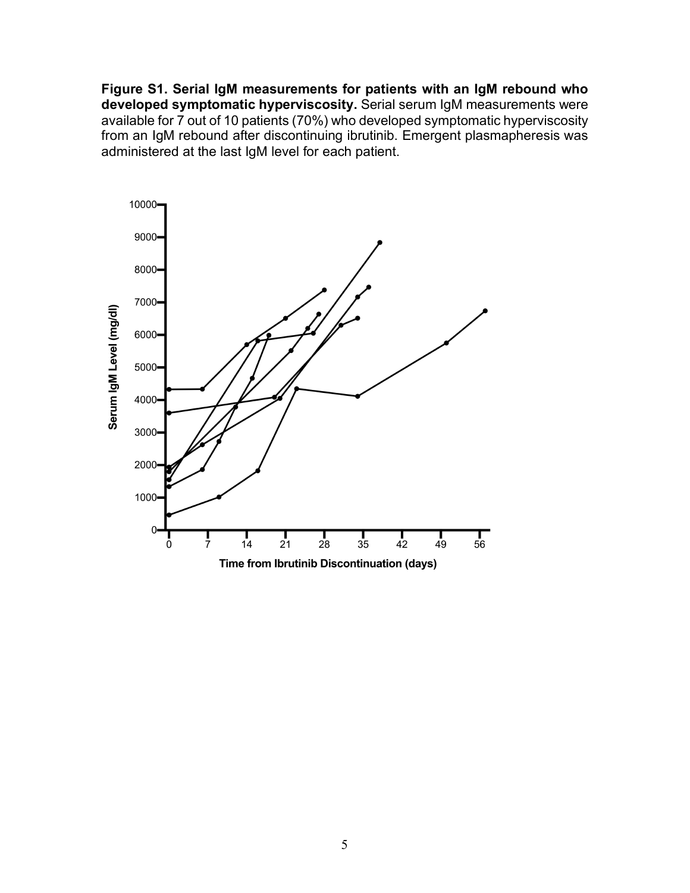**Figure S1. Serial IgM measurements for patients with an IgM rebound who developed symptomatic hyperviscosity.** Serial serum IgM measurements were available for 7 out of 10 patients (70%) who developed symptomatic hyperviscosity from an IgM rebound after discontinuing ibrutinib. Emergent plasmapheresis was administered at the last IgM level for each patient.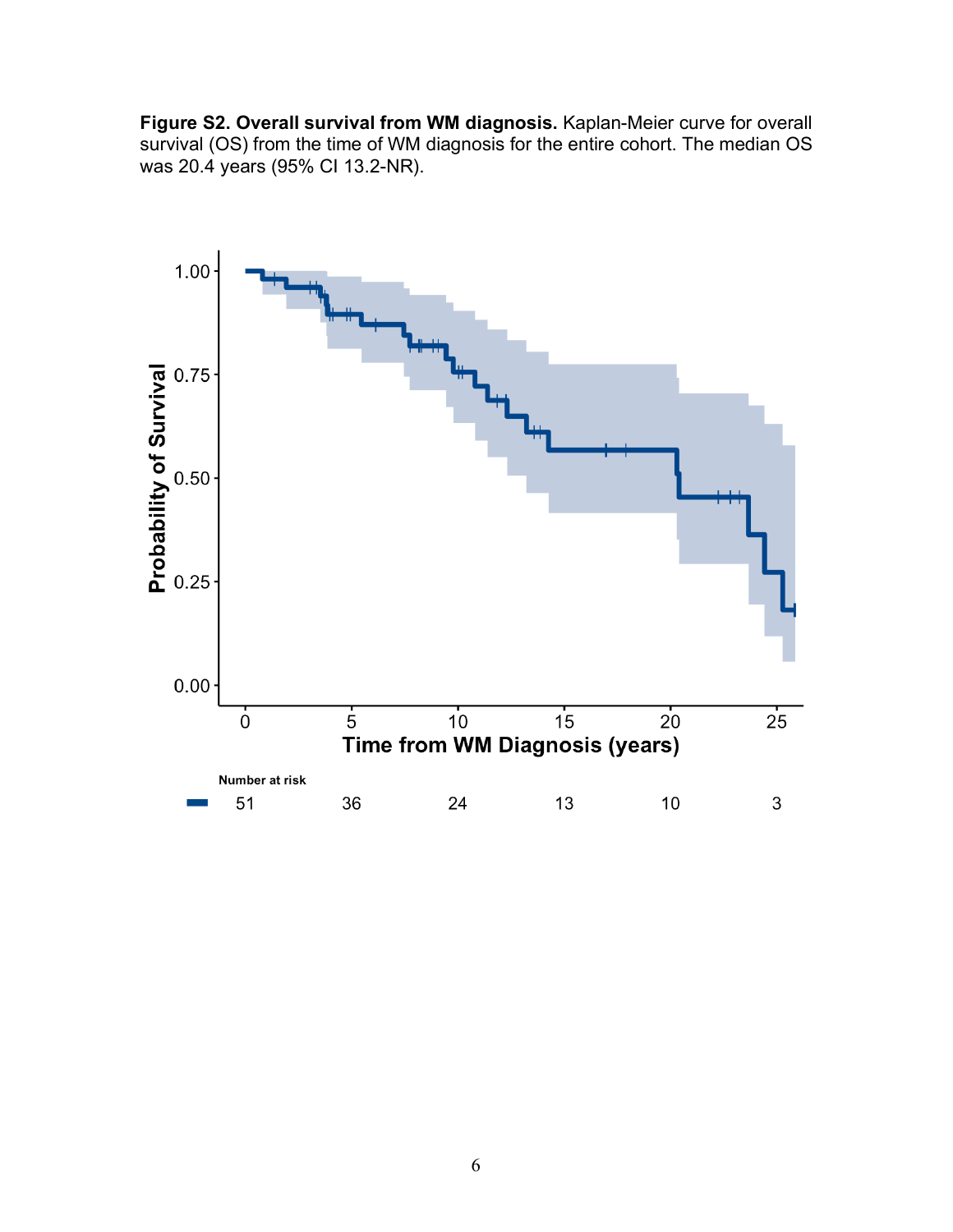**Figure S2. Overall survival from WM diagnosis.** Kaplan-Meier curve for overall survival (OS) from the time of WM diagnosis for the entire cohort. The median OS was 20.4 years (95% CI 13.2-NR).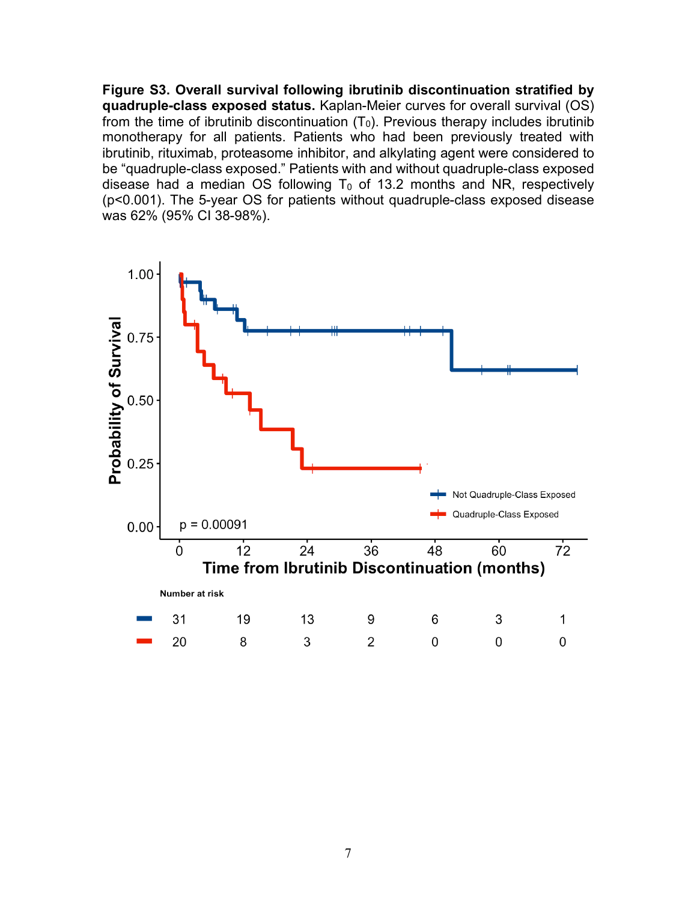**Figure S3. Overall survival following ibrutinib discontinuation stratified by quadruple-class exposed status.** Kaplan-Meier curves for overall survival (OS) from the time of ibrutinib discontinuation ($T_0$). Previous therapy includes ibrutinib monotherapy for all patients. Patients who had been previously treated with ibrutinib, rituximab, proteasome inhibitor, and alkylating agent were considered to be "quadruple-class exposed." Patients with and without quadruple-class exposed disease had a median OS following $T_0$ of 13.2 months and NR, respectively ($p<0.001$). The 5-year OS for patients without quadruple-class exposed disease was 62% (95% CI 38-98%).

**Number at risk**

| | 0 | 12 | 24 | 36 | 48 | 60 | 72 |
|---|---|---|---|---|---|---|---|
| Not Quadruple-Class Exposed | 31 | 19 | 13 | 9 | 6 | 3 | 1 |
| Quadruple-Class Exposed | 20 | 8 | 3 | 2 | 0 | 0 | 0 |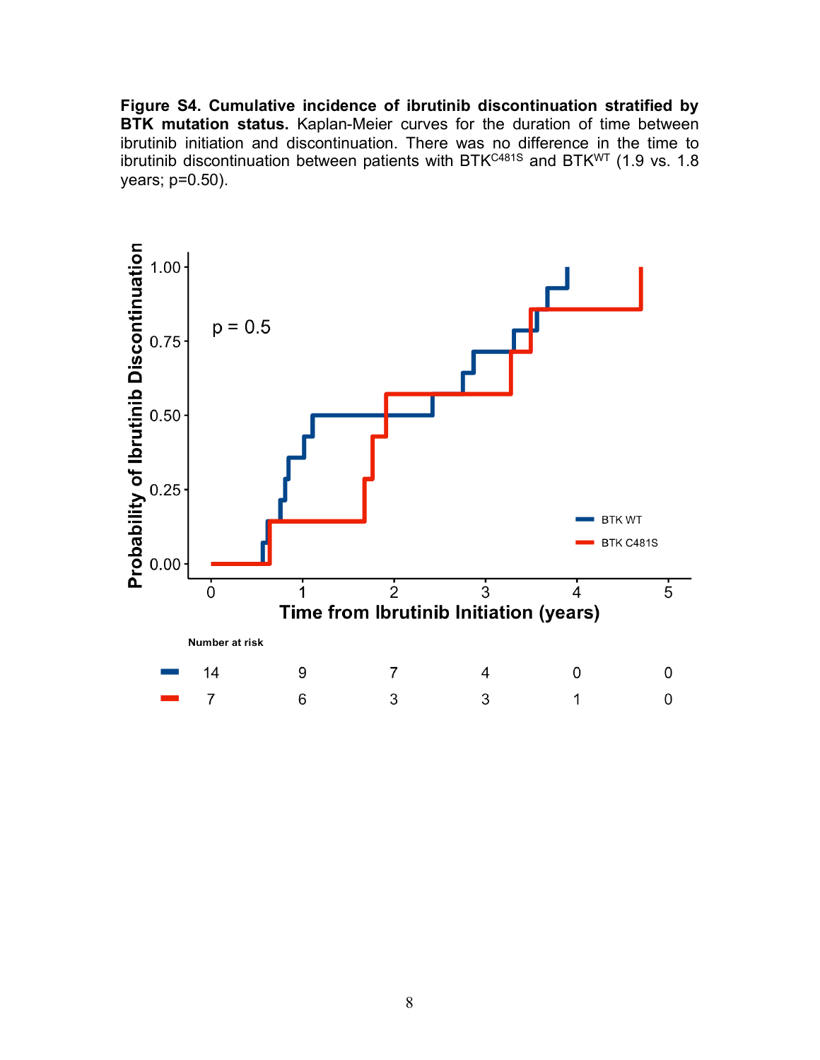**Figure S4. Cumulative incidence of ibrutinib discontinuation stratified by BTK mutation status.** Kaplan-Meier curves for the duration of time between ibrutinib initiation and discontinuation. There was no difference in the time to ibrutinib discontinuation between patients with $BTK^{C481S}$ and $BTK^{WT}$ (1.9 vs. 1.8 years; p=0.50).

**Number at risk**

| | 0 | 1 | 2 | 3 | 4 | 5 |
|---|---|---|---|---|---|---|
| BTK WT | 14 | 9 | 7 | 4 | 0 | 0 |
| BTK C481S | 7 | 6 | 3 | 3 | 1 | 0 |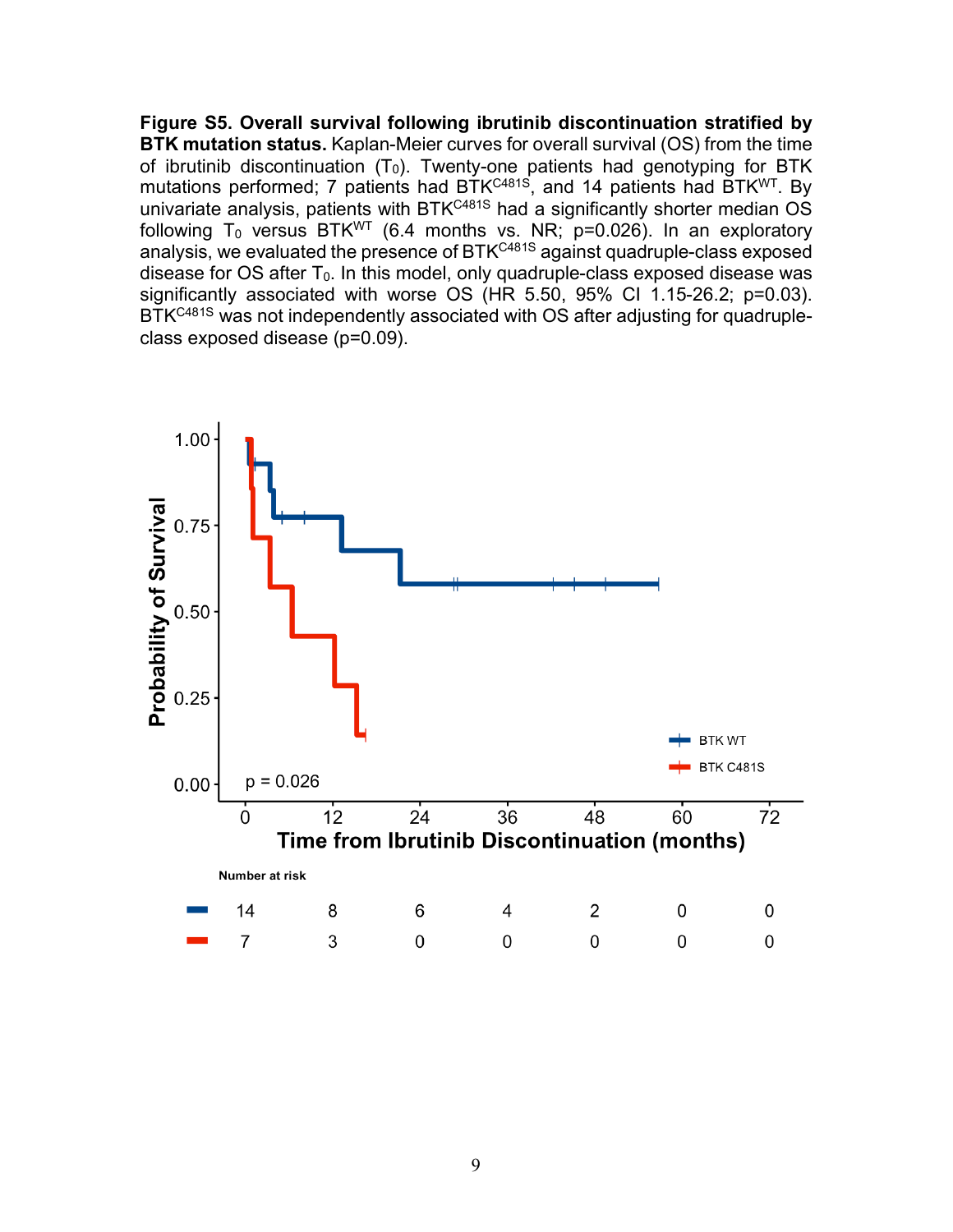**Figure S5. Overall survival following ibrutinib discontinuation stratified by BTK mutation status.** Kaplan-Meier curves for overall survival (OS) from the time of ibrutinib discontinuation ($T_0$). Twenty-one patients had genotyping for BTK mutations performed; 7 patients had $BTK^{C481S}$, and 14 patients had $BTK^{WT}$. By univariate analysis, patients with $BTK^{C481S}$ had a significantly shorter median OS following $T_0$ versus $BTK^{WT}$ (6.4 months vs. NR; p=0.026). In an exploratory analysis, we evaluated the presence of $BTK^{C481S}$ against quadruple-class exposed disease for OS after $T_0$. In this model, only quadruple-class exposed disease was significantly associated with worse OS (HR 5.50, 95% CI 1.15-26.2; p=0.03). $BTK^{C481S}$ was not independently associated with OS after adjusting for quadruple-class exposed disease (p=0.09).

Number at risk

| | 0 | 12 | 24 | 36 | 48 | 60 | 72 |
|---|---|---|---|---|---|---|---|
| BTK WT | 14 | 8 | 6 | 4 | 2 | 0 | 0 |
| BTK C481S | 7 | 3 | 0 | 0 | 0 | 0 | 0 |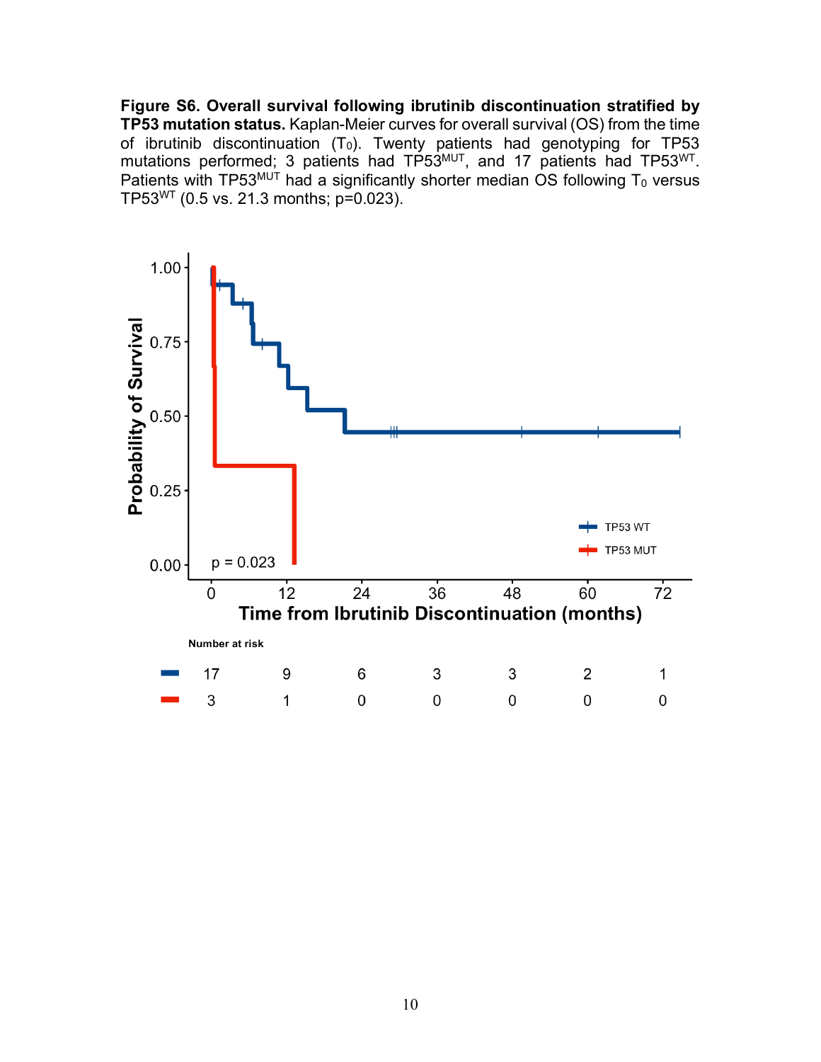**Figure S6. Overall survival following ibrutinib discontinuation stratified by TP53 mutation status.** Kaplan-Meier curves for overall survival (OS) from the time of ibrutinib discontinuation ($T_0$). Twenty patients had genotyping for TP53 mutations performed; 3 patients had $TP53^{MUT}$, and 17 patients had $TP53^{WT}$. Patients with $TP53^{MUT}$ had a significantly shorter median OS following $T_0$ versus $TP53^{WT}$ (0.5 vs. 21.3 months; p=0.023).

Probability of Survival

1.00
0.75
0.50
0.25
0.00

p = 0.023

TP53 WT
TP53 MUT

0 12 24 36 48 60 72

Time from Ibrutinib Discontinuation (months)

Number at risk

17 9 6 3 3 2 1

3 1 0 0 0 0 0